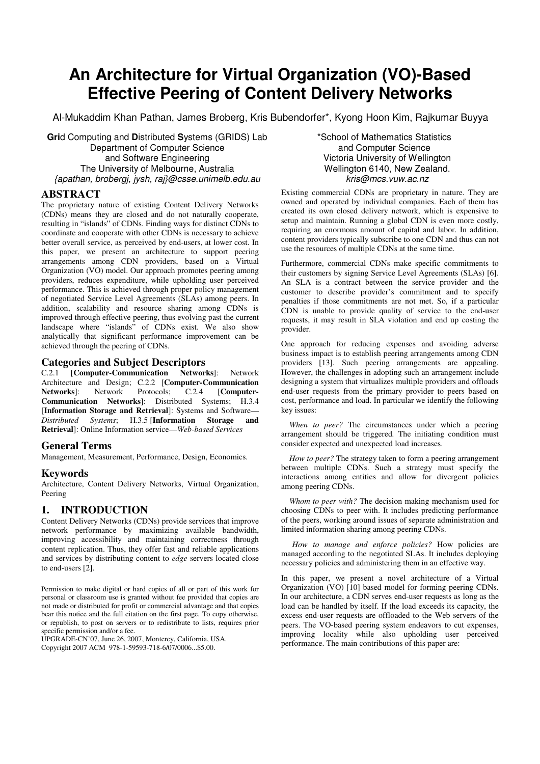# An Architecture for Virtual Organization (VO)-Based Effective Peering of Content Delivery Networks

Al-Mukaddim Khan Pathan, James Broberg, Kris Bubendorfer*, Kyong Hoon Kim, Rajkumar Buyya

**Gri**d Computing and **D**istributed **S**ystems (GRIDS) Lab
Department of Computer Science
and Software Engineering
The University of Melbourne, Australia
*{apathan, brobergj, jysh, raj}@csse.unimelb.edu.au*

*School of Mathematics Statistics
and Computer Science
Victoria University of Wellington
Wellington 6140, New Zealand.
*kris@mcs.vuw.ac.nz*

## ABSTRACT

The proprietary nature of existing Content Delivery Networks (CDNs) means they are closed and do not naturally cooperate, resulting in "islands" of CDNs. Finding ways for distinct CDNs to coordinate and cooperate with other CDNs is necessary to achieve better overall service, as perceived by end-users, at lower cost. In this paper, we present an architecture to support peering arrangements among CDN providers, based on a Virtual Organization (VO) model. Our approach promotes peering among providers, reduces expenditure, while upholding user perceived performance. This is achieved through proper policy management of negotiated Service Level Agreements (SLAs) among peers. In addition, scalability and resource sharing among CDNs is improved through effective peering, thus evolving past the current landscape where "islands" of CDNs exist. We also show analytically that significant performance improvement can be achieved through the peering of CDNs.

## Categories and Subject Descriptors

C.2.1 [**Computer-Communication Networks**]: Network Architecture and Design; C.2.2 [**Computer-Communication Networks**]: Network Protocols; C.2.4 [**Computer-Communication Networks**]: Distributed Systems; H.3.4 [**Information Storage and Retrieval**]: Systems and Software—*Distributed Systems*; H.3.5 [**Information Storage and Retrieval**]: Online Information service—*Web-based Services*

## General Terms

Management, Measurement, Performance, Design, Economics.

## Keywords

Architecture, Content Delivery Networks, Virtual Organization, Peering

## 1. INTRODUCTION

Content Delivery Networks (CDNs) provide services that improve network performance by maximizing available bandwidth, improving accessibility and maintaining correctness through content replication. Thus, they offer fast and reliable applications and services by distributing content to *edge* servers located close to end-users [2].

Permission to make digital or hard copies of all or part of this work for personal or classroom use is granted without fee provided that copies are not made or distributed for profit or commercial advantage and that copies bear this notice and the full citation on the first page. To copy otherwise, or republish, to post on servers or to redistribute to lists, requires prior specific permission and/or a fee.
UPGRADE-CN'07, June 26, 2007, Monterey, California, USA.
Copyright 2007 ACM 978-1-59593-718-6/07/0006...$5.00.

Existing commercial CDNs are proprietary in nature. They are owned and operated by individual companies. Each of them has created its own closed delivery network, which is expensive to setup and maintain. Running a global CDN is even more costly, requiring an enormous amount of capital and labor. In addition, content providers typically subscribe to one CDN and thus can not use the resources of multiple CDNs at the same time.

Furthermore, commercial CDNs make specific commitments to their customers by signing Service Level Agreements (SLAs) [6]. An SLA is a contract between the service provider and the customer to describe provider's commitment and to specify penalties if those commitments are not met. So, if a particular CDN is unable to provide quality of service to the end-user requests, it may result in SLA violation and end up costing the provider.

One approach for reducing expenses and avoiding adverse business impact is to establish peering arrangements among CDN providers [13]. Such peering arrangements are appealing. However, the challenges in adopting such an arrangement include designing a system that virtualizes multiple providers and offloads end-user requests from the primary provider to peers based on cost, performance and load. In particular we identify the following key issues:

*When to peer?* The circumstances under which a peering arrangement should be triggered. The initiating condition must consider expected and unexpected load increases.

*How to peer?* The strategy taken to form a peering arrangement between multiple CDNs. Such a strategy must specify the interactions among entities and allow for divergent policies among peering CDNs.

*Whom to peer with?* The decision making mechanism used for choosing CDNs to peer with. It includes predicting performance of the peers, working around issues of separate administration and limited information sharing among peering CDNs.

*How to manage and enforce policies?* How policies are managed according to the negotiated SLAs. It includes deploying necessary policies and administering them in an effective way.

In this paper, we present a novel architecture of a Virtual Organization (VO) [10] based model for forming peering CDNs. In our architecture, a CDN serves end-user requests as long as the load can be handled by itself. If the load exceeds its capacity, the excess end-user requests are offloaded to the Web servers of the peers. The VO-based peering system endeavors to cut expenses, improving locality while also upholding user perceived performance. The main contributions of this paper are: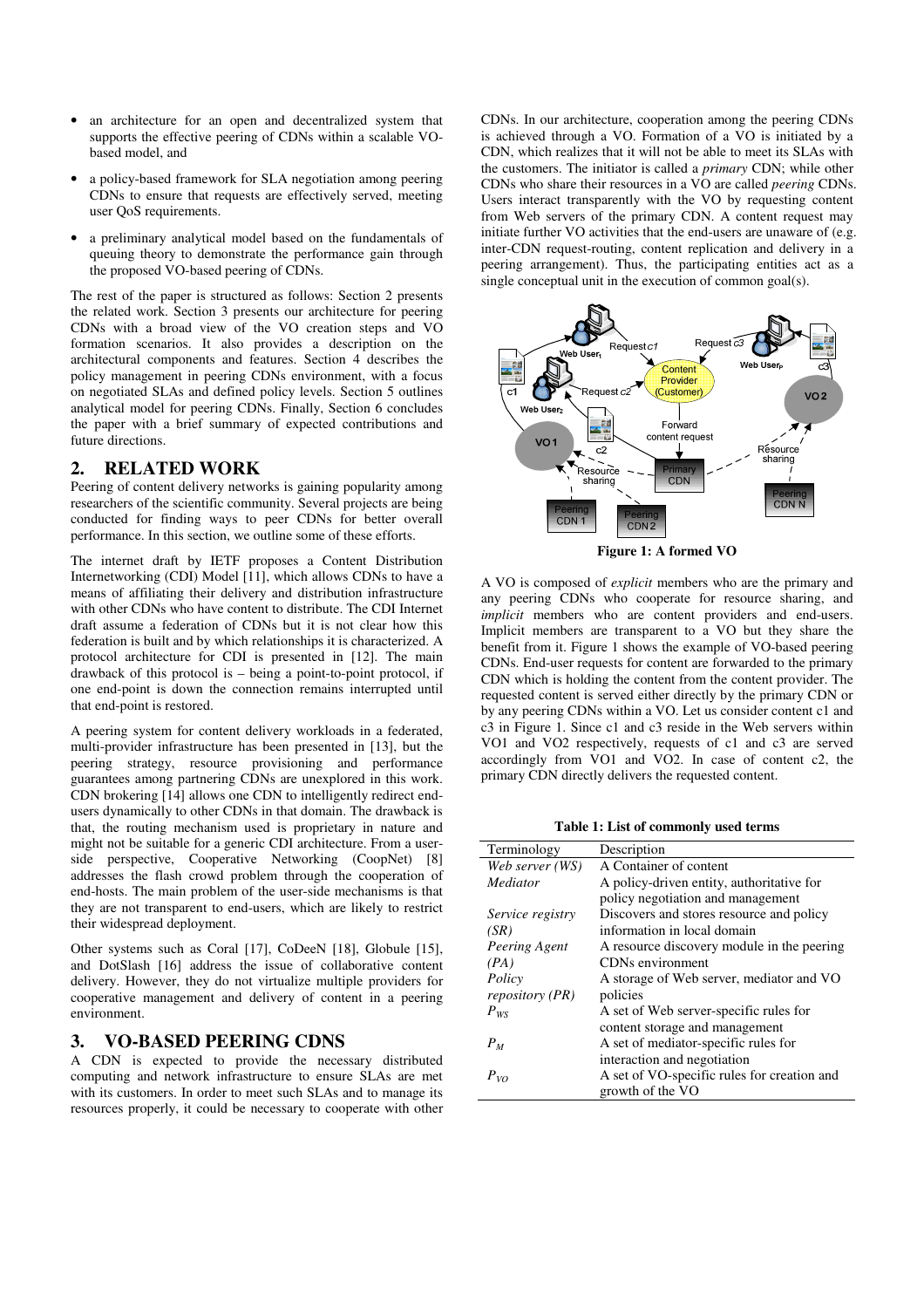- an architecture for an open and decentralized system that supports the effective peering of CDNs within a scalable VO-based model, and
- a policy-based framework for SLA negotiation among peering CDNs to ensure that requests are effectively served, meeting user QoS requirements.
- a preliminary analytical model based on the fundamentals of queuing theory to demonstrate the performance gain through the proposed VO-based peering of CDNs.

The rest of the paper is structured as follows: Section 2 presents the related work. Section 3 presents our architecture for peering CDNs with a broad view of the VO creation steps and VO formation scenarios. It also provides a description on the architectural components and features. Section 4 describes the policy management in peering CDNs environment, with a focus on negotiated SLAs and defined policy levels. Section 5 outlines analytical model for peering CDNs. Finally, Section 6 concludes the paper with a brief summary of expected contributions and future directions.

## 2. RELATED WORK

Peering of content delivery networks is gaining popularity among researchers of the scientific community. Several projects are being conducted for finding ways to peer CDNs for better overall performance. In this section, we outline some of these efforts.

The internet draft by IETF proposes a Content Distribution Internetworking (CDI) Model [11], which allows CDNs to have a means of affiliating their delivery and distribution infrastructure with other CDNs who have content to distribute. The CDI Internet draft assume a federation of CDNs but it is not clear how this federation is built and by which relationships it is characterized. A protocol architecture for CDI is presented in [12]. The main drawback of this protocol is – being a point-to-point protocol, if one end-point is down the connection remains interrupted until that end-point is restored.

A peering system for content delivery workloads in a federated, multi-provider infrastructure has been presented in [13], but the peering strategy, resource provisioning and performance guarantees among partnering CDNs are unexplored in this work. CDN brokering [14] allows one CDN to intelligently redirect end-users dynamically to other CDNs in that domain. The drawback is that, the routing mechanism used is proprietary in nature and might not be suitable for a generic CDI architecture. From a user-side perspective, Cooperative Networking (CoopNet) [8] addresses the flash crowd problem through the cooperation of end-hosts. The main problem of the user-side mechanisms is that they are not transparent to end-users, which are likely to restrict their widespread deployment.

Other systems such as Coral [17], CoDeeN [18], Globule [15], and DotSlash [16] address the issue of collaborative content delivery. However, they do not virtualize multiple providers for cooperative management and delivery of content in a peering environment.

## 3. VO-BASED PEERING CDNS

A CDN is expected to provide the necessary distributed computing and network infrastructure to ensure SLAs are met with its customers. In order to meet such SLAs and to manage its resources properly, it could be necessary to cooperate with other CDNs. In our architecture, cooperation among the peering CDNs is achieved through a VO. Formation of a VO is initiated by a CDN, which realizes that it will not be able to meet its SLAs with the customers. The initiator is called a *primary* CDN; while other CDNs who share their resources in a VO are called *peering* CDNs. Users interact transparently with the VO by requesting content from Web servers of the primary CDN. A content request may initiate further VO activities that the end-users are unaware of (e.g. inter-CDN request-routing, content replication and delivery in a peering arrangement). Thus, the participating entities act as a single conceptual unit in the execution of common goal(s).

**Figure 1: A formed VO**

A VO is composed of *explicit* members who are the primary and any peering CDNs who cooperate for resource sharing, and *implicit* members who are content providers and end-users. Implicit members are transparent to a VO but they share the benefit from it. Figure 1 shows the example of VO-based peering CDNs. End-user requests for content are forwarded to the primary CDN which is holding the content from the content provider. The requested content is served either directly by the primary CDN or by any peering CDNs within a VO. Let us consider content c1 and c3 in Figure 1. Since c1 and c3 reside in the Web servers within VO1 and VO2 respectively, requests of c1 and c3 are served accordingly from VO1 and VO2. In case of content c2, the primary CDN directly delivers the requested content.

**Table 1: List of commonly used terms**

| Terminology | Description |
|---|---|
| *Web server (WS)* | A Container of content |
| *Mediator* | A policy-driven entity, authoritative for policy negotiation and management |
| *Service registry (SR)* | Discovers and stores resource and policy information in local domain |
| *Peering Agent (PA)* | A resource discovery module in the peering CDNs environment |
| *Policy repository (PR)* | A storage of Web server, mediator and VO policies |
| $P_{WS}$ | A set of Web server-specific rules for content storage and management |
| $P_M$ | A set of mediator-specific rules for interaction and negotiation |
| $P_{VO}$ | A set of VO-specific rules for creation and growth of the VO |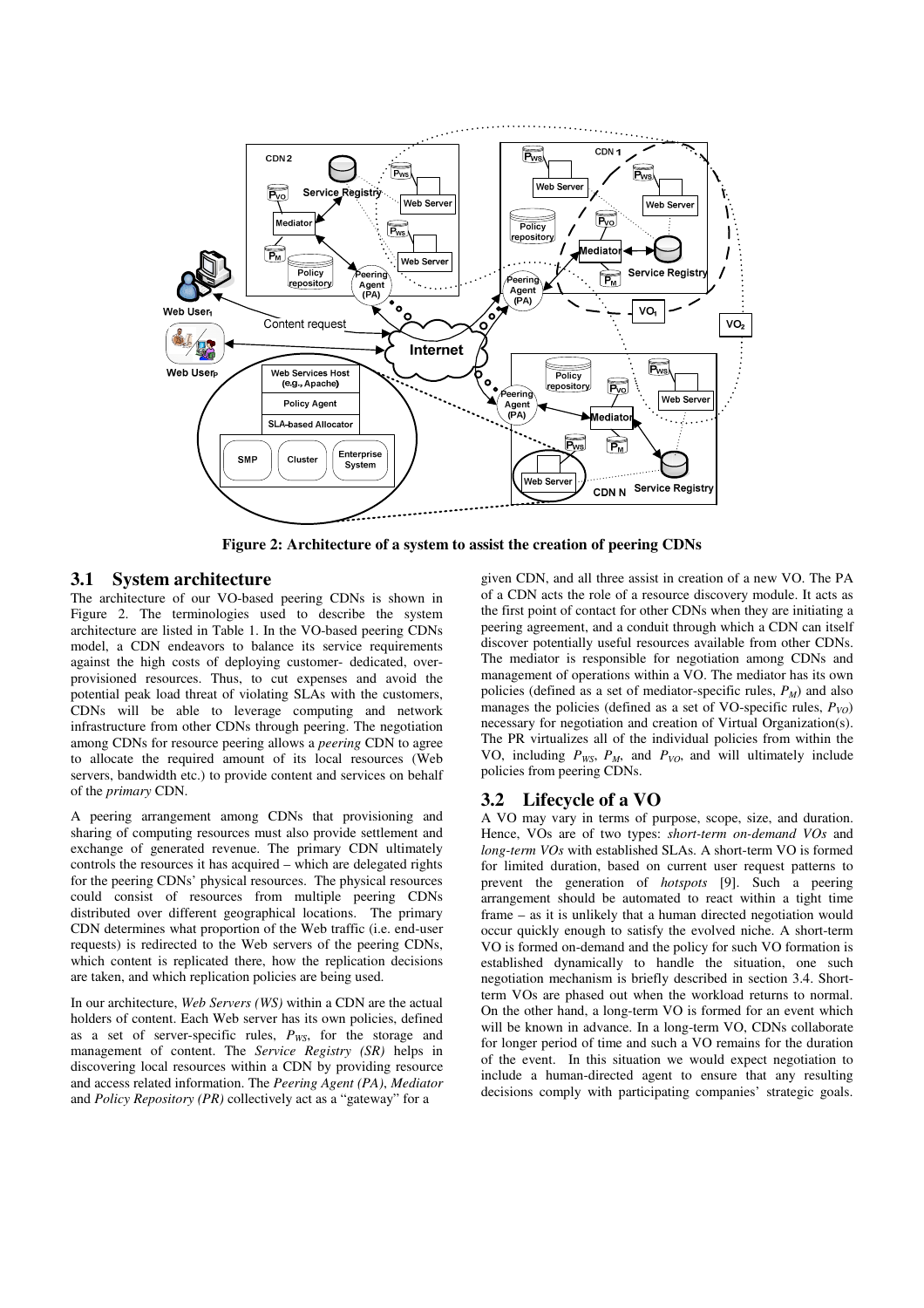Figure 2: Architecture of a system to assist the creation of peering CDNs

## 3.1 System architecture

The architecture of our VO-based peering CDNs is shown in Figure 2. The terminologies used to describe the system architecture are listed in Table 1. In the VO-based peering CDNs model, a CDN endeavors to balance its service requirements against the high costs of deploying customer- dedicated, over-provisioned resources. Thus, to cut expenses and avoid the potential peak load threat of violating SLAs with the customers, CDNs will be able to leverage computing and network infrastructure from other CDNs through peering. The negotiation among CDNs for resource peering allows a *peering* CDN to agree to allocate the required amount of its local resources (Web servers, bandwidth etc.) to provide content and services on behalf of the *primary* CDN.

A peering arrangement among CDNs that provisioning and sharing of computing resources must also provide settlement and exchange of generated revenue. The primary CDN ultimately controls the resources it has acquired – which are delegated rights for the peering CDNs' physical resources. The physical resources could consist of resources from multiple peering CDNs distributed over different geographical locations. The primary CDN determines what proportion of the Web traffic (i.e. end-user requests) is redirected to the Web servers of the peering CDNs, which content is replicated there, how the replication decisions are taken, and which replication policies are being used.

In our architecture, *Web Servers (WS)* within a CDN are the actual holders of content. Each Web server has its own policies, defined as a set of server-specific rules, $P_{WS}$, for the storage and management of content. The *Service Registry (SR)* helps in discovering local resources within a CDN by providing resource and access related information. The *Peering Agent (PA)*, *Mediator* and *Policy Repository (PR)* collectively act as a "gateway" for a given CDN, and all three assist in creation of a new VO. The PA of a CDN acts the role of a resource discovery module. It acts as the first point of contact for other CDNs when they are initiating a peering agreement, and a conduit through which a CDN can itself discover potentially useful resources available from other CDNs. The mediator is responsible for negotiation among CDNs and management of operations within a VO. The mediator has its own policies (defined as a set of mediator-specific rules, $P_M$) and also manages the policies (defined as a set of VO-specific rules, $P_{VO}$) necessary for negotiation and creation of Virtual Organization(s). The PR virtualizes all of the individual policies from within the VO, including $P_{WS}$, $P_M$, and $P_{VO}$, and will ultimately include policies from peering CDNs.

## 3.2 Lifecycle of a VO

A VO may vary in terms of purpose, scope, size, and duration. Hence, VOs are of two types: *short-term on-demand VOs* and *long-term VOs* with established SLAs. A short-term VO is formed for limited duration, based on current user request patterns to prevent the generation of *hotspots* [9]. Such a peering arrangement should be automated to react within a tight time frame – as it is unlikely that a human directed negotiation would occur quickly enough to satisfy the evolved niche. A short-term VO is formed on-demand and the policy for such VO formation is established dynamically to handle the situation, one such negotiation mechanism is briefly described in section 3.4. Short-term VOs are phased out when the workload returns to normal. On the other hand, a long-term VO is formed for an event which will be known in advance. In a long-term VO, CDNs collaborate for longer period of time and such a VO remains for the duration of the event. In this situation we would expect negotiation to include a human-directed agent to ensure that any resulting decisions comply with participating companies' strategic goals.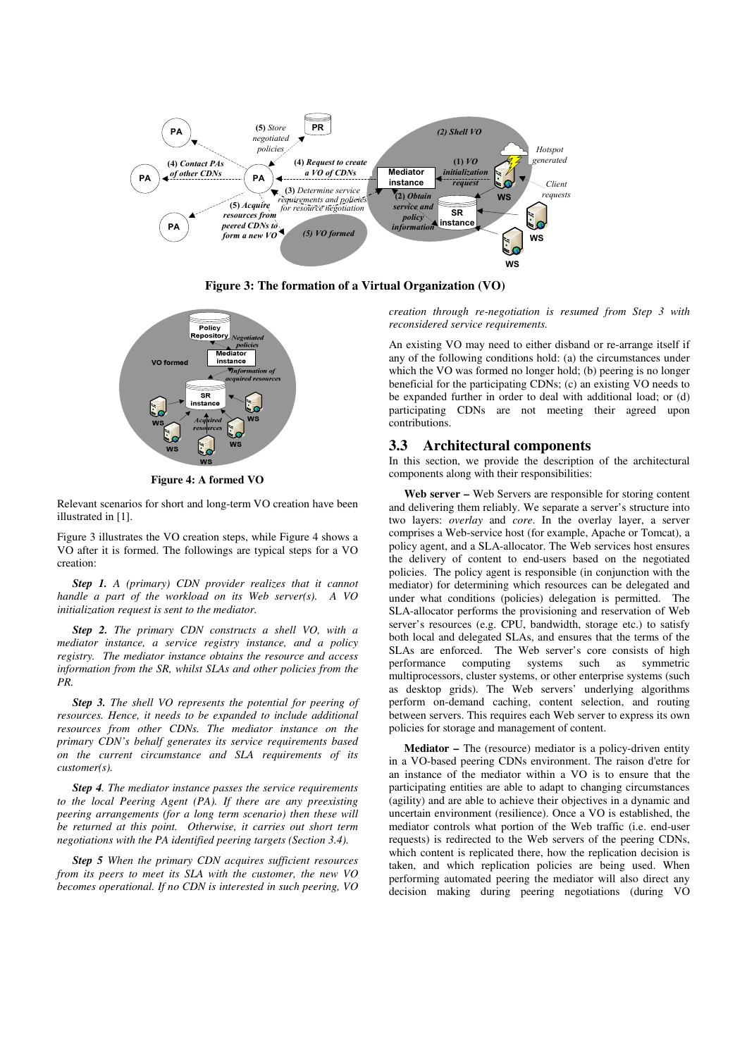**Figure 3: The formation of a Virtual Organization (VO)**

**Figure 4: A formed VO**

Relevant scenarios for short and long-term VO creation have been illustrated in [1].

Figure 3 illustrates the VO creation steps, while Figure 4 shows a VO after it is formed. The followings are typical steps for a VO creation:

***Step 1.*** *A (primary) CDN provider realizes that it cannot handle a part of the workload on its Web server(s). A VO initialization request is sent to the mediator.*

***Step 2.*** *The primary CDN constructs a shell VO, with a mediator instance, a service registry instance, and a policy registry. The mediator instance obtains the resource and access information from the SR, whilst SLAs and other policies from the PR.*

***Step 3.*** *The shell VO represents the potential for peering of resources. Hence, it needs to be expanded to include additional resources from other CDNs. The mediator instance on the primary CDN's behalf generates its service requirements based on the current circumstance and SLA requirements of its customer(s).*

***Step 4*** *. The mediator instance passes the service requirements to the local Peering Agent (PA). If there are any preexisting peering arrangements (for a long term scenario) then these will be returned at this point. Otherwise, it carries out short term negotiations with the PA identified peering targets (Section 3.4).*

***Step 5*** *When the primary CDN acquires sufficient resources from its peers to meet its SLA with the customer, the new VO becomes operational. If no CDN is interested in such peering, VO creation through re-negotiation is resumed from Step 3 with reconsidered service requirements.*

An existing VO may need to either disband or re-arrange itself if any of the following conditions hold: (a) the circumstances under which the VO was formed no longer hold; (b) peering is no longer beneficial for the participating CDNs; (c) an existing VO needs to be expanded further in order to deal with additional load; or (d) participating CDNs are not meeting their agreed upon contributions.

## 3.3 Architectural components

In this section, we provide the description of the architectural components along with their responsibilities:

**Web server –** Web Servers are responsible for storing content and delivering them reliably. We separate a server's structure into two layers: *overlay* and *core*. In the overlay layer, a server comprises a Web-service host (for example, Apache or Tomcat), a policy agent, and a SLA-allocator. The Web services host ensures the delivery of content to end-users based on the negotiated policies. The policy agent is responsible (in conjunction with the mediator) for determining which resources can be delegated and under what conditions (policies) delegation is permitted. The SLA-allocator performs the provisioning and reservation of Web server's resources (e.g. CPU, bandwidth, storage etc.) to satisfy both local and delegated SLAs, and ensures that the terms of the SLAs are enforced. The Web server's core consists of high performance computing systems such as symmetric multiprocessors, cluster systems, or other enterprise systems (such as desktop grids). The Web servers' underlying algorithms perform on-demand caching, content selection, and routing between servers. This requires each Web server to express its own policies for storage and management of content.

**Mediator –** The (resource) mediator is a policy-driven entity in a VO-based peering CDNs environment. The raison d'etre for an instance of the mediator within a VO is to ensure that the participating entities are able to adapt to changing circumstances (agility) and are able to achieve their objectives in a dynamic and uncertain environment (resilience). Once a VO is established, the mediator controls what portion of the Web traffic (i.e. end-user requests) is redirected to the Web servers of the peering CDNs, which content is replicated there, how the replication decision is taken, and which replication policies are being used. When performing automated peering the mediator will also direct any decision making during peering negotiations (during VO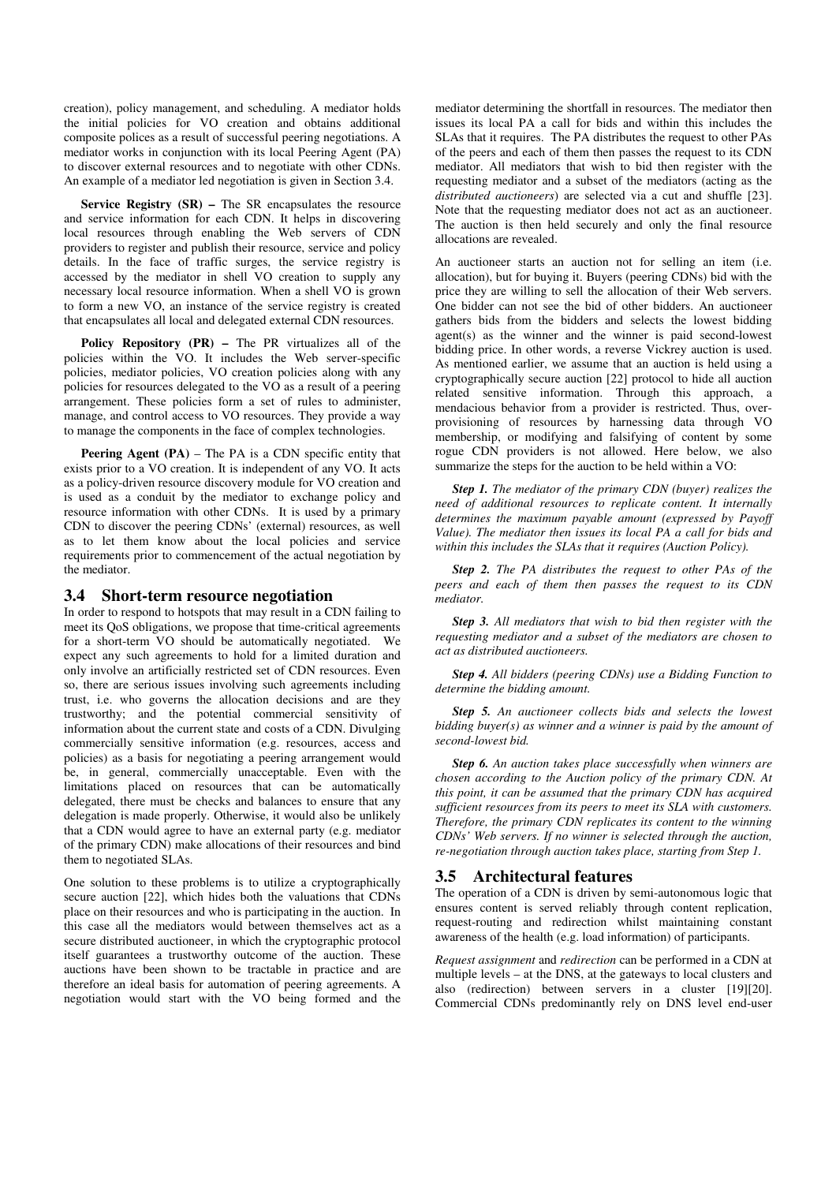creation), policy management, and scheduling. A mediator holds the initial policies for VO creation and obtains additional composite polices as a result of successful peering negotiations. A mediator works in conjunction with its local Peering Agent (PA) to discover external resources and to negotiate with other CDNs. An example of a mediator led negotiation is given in Section 3.4.

**Service Registry (SR) –** The SR encapsulates the resource and service information for each CDN. It helps in discovering local resources through enabling the Web servers of CDN providers to register and publish their resource, service and policy details. In the face of traffic surges, the service registry is accessed by the mediator in shell VO creation to supply any necessary local resource information. When a shell VO is grown to form a new VO, an instance of the service registry is created that encapsulates all local and delegated external CDN resources.

**Policy Repository (PR) –** The PR virtualizes all of the policies within the VO. It includes the Web server-specific policies, mediator policies, VO creation policies along with any policies for resources delegated to the VO as a result of a peering arrangement. These policies form a set of rules to administer, manage, and control access to VO resources. They provide a way to manage the components in the face of complex technologies.

**Peering Agent (PA)** – The PA is a CDN specific entity that exists prior to a VO creation. It is independent of any VO. It acts as a policy-driven resource discovery module for VO creation and is used as a conduit by the mediator to exchange policy and resource information with other CDNs. It is used by a primary CDN to discover the peering CDNs' (external) resources, as well as to let them know about the local policies and service requirements prior to commencement of the actual negotiation by the mediator.

### 3.4 Short-term resource negotiation

In order to respond to hotspots that may result in a CDN failing to meet its QoS obligations, we propose that time-critical agreements for a short-term VO should be automatically negotiated. We expect any such agreements to hold for a limited duration and only involve an artificially restricted set of CDN resources. Even so, there are serious issues involving such agreements including trust, i.e. who governs the allocation decisions and are they trustworthy; and the potential commercial sensitivity of information about the current state and costs of a CDN. Divulging commercially sensitive information (e.g. resources, access and policies) as a basis for negotiating a peering arrangement would be, in general, commercially unacceptable. Even with the limitations placed on resources that can be automatically delegated, there must be checks and balances to ensure that any delegation is made properly. Otherwise, it would also be unlikely that a CDN would agree to have an external party (e.g. mediator of the primary CDN) make allocations of their resources and bind them to negotiated SLAs.

One solution to these problems is to utilize a cryptographically secure auction [22], which hides both the valuations that CDNs place on their resources and who is participating in the auction. In this case all the mediators would between themselves act as a secure distributed auctioneer, in which the cryptographic protocol itself guarantees a trustworthy outcome of the auction. These auctions have been shown to be tractable in practice and are therefore an ideal basis for automation of peering agreements. A negotiation would start with the VO being formed and the mediator determining the shortfall in resources. The mediator then issues its local PA a call for bids and within this includes the SLAs that it requires. The PA distributes the request to other PAs of the peers and each of them then passes the request to its CDN mediator. All mediators that wish to bid then register with the requesting mediator and a subset of the mediators (acting as the *distributed auctioneers*) are selected via a cut and shuffle [23]. Note that the requesting mediator does not act as an auctioneer. The auction is then held securely and only the final resource allocations are revealed.

An auctioneer starts an auction not for selling an item (i.e. allocation), but for buying it. Buyers (peering CDNs) bid with the price they are willing to sell the allocation of their Web servers. One bidder can not see the bid of other bidders. An auctioneer gathers bids from the bidders and selects the lowest bidding agent(s) as the winner and the winner is paid second-lowest bidding price. In other words, a reverse Vickrey auction is used. As mentioned earlier, we assume that an auction is held using a cryptographically secure auction [22] protocol to hide all auction related sensitive information. Through this approach, a mendacious behavior from a provider is restricted. Thus, over-provisioning of resources by harnessing data through VO membership, or modifying and falsifying of content by some rogue CDN providers is not allowed. Here below, we also summarize the steps for the auction to be held within a VO:

***Step 1.*** *The mediator of the primary CDN (buyer) realizes the need of additional resources to replicate content. It internally determines the maximum payable amount (expressed by Payoff Value). The mediator then issues its local PA a call for bids and within this includes the SLAs that it requires (Auction Policy).*

***Step 2.*** *The PA distributes the request to other PAs of the peers and each of them then passes the request to its CDN mediator.*

***Step 3.*** *All mediators that wish to bid then register with the requesting mediator and a subset of the mediators are chosen to act as distributed auctioneers.*

***Step 4.*** *All bidders (peering CDNs) use a Bidding Function to determine the bidding amount.*

***Step 5.*** *An auctioneer collects bids and selects the lowest bidding buyer(s) as winner and a winner is paid by the amount of second-lowest bid.*

***Step 6.*** *An auction takes place successfully when winners are chosen according to the Auction policy of the primary CDN. At this point, it can be assumed that the primary CDN has acquired sufficient resources from its peers to meet its SLA with customers. Therefore, the primary CDN replicates its content to the winning CDNs' Web servers. If no winner is selected through the auction, re-negotiation through auction takes place, starting from Step 1.*

### 3.5 Architectural features

The operation of a CDN is driven by semi-autonomous logic that ensures content is served reliably through content replication, request-routing and redirection whilst maintaining constant awareness of the health (e.g. load information) of participants.

*Request assignment* and *redirection* can be performed in a CDN at multiple levels – at the DNS, at the gateways to local clusters and also (redirection) between servers in a cluster [19][20]. Commercial CDNs predominantly rely on DNS level end-user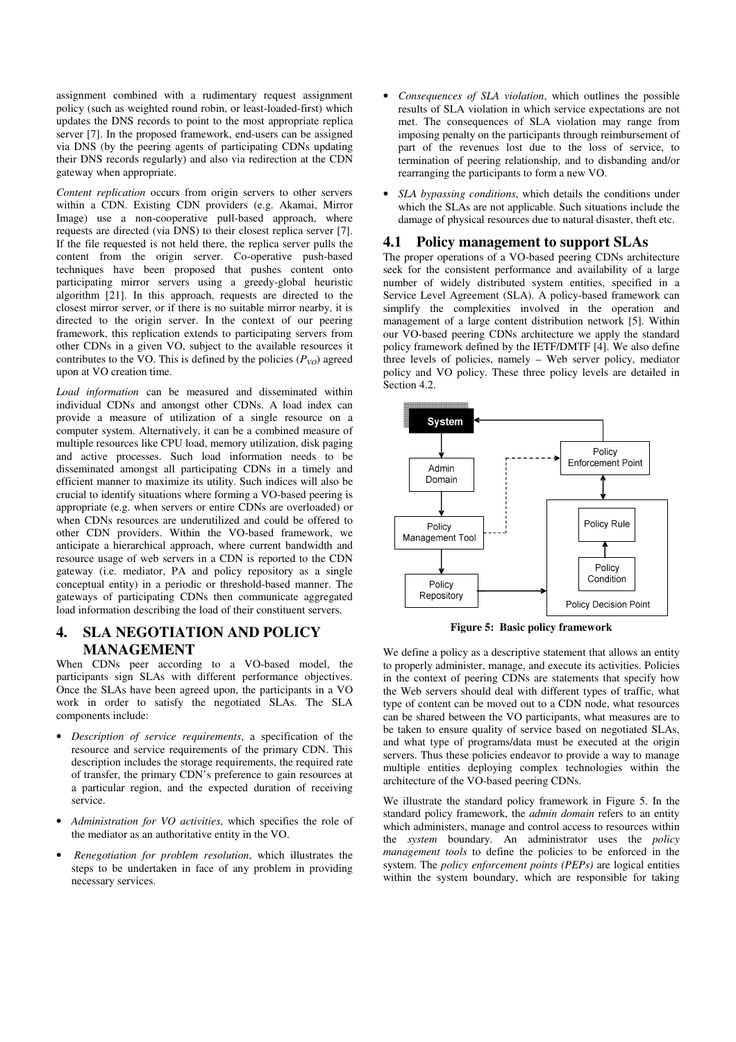assignment combined with a rudimentary request assignment policy (such as weighted round robin, or least-loaded-first) which updates the DNS records to point to the most appropriate replica server [7]. In the proposed framework, end-users can be assigned via DNS (by the peering agents of participating CDNs updating their DNS records regularly) and also via redirection at the CDN gateway when appropriate.

*Content replication* occurs from origin servers to other servers within a CDN. Existing CDN providers (e.g. Akamai, Mirror Image) use a non-cooperative pull-based approach, where requests are directed (via DNS) to their closest replica server [7]. If the file requested is not held there, the replica server pulls the content from the origin server. Co-operative push-based techniques have been proposed that pushes content onto participating mirror servers using a greedy-global heuristic algorithm [21]. In this approach, requests are directed to the closest mirror server, or if there is no suitable mirror nearby, it is directed to the origin server. In the context of our peering framework, this replication extends to participating servers from other CDNs in a given VO, subject to the available resources it contributes to the VO. This is defined by the policies ($P_{VO}$) agreed upon at VO creation time.

*Load information* can be measured and disseminated within individual CDNs and amongst other CDNs. A load index can provide a measure of utilization of a single resource on a computer system. Alternatively, it can be a combined measure of multiple resources like CPU load, memory utilization, disk paging and active processes. Such load information needs to be disseminated amongst all participating CDNs in a timely and efficient manner to maximize its utility. Such indices will also be crucial to identify situations where forming a VO-based peering is appropriate (e.g. when servers or entire CDNs are overloaded) or when CDNs resources are underutilized and could be offered to other CDN providers. Within the VO-based framework, we anticipate a hierarchical approach, where current bandwidth and resource usage of web servers in a CDN is reported to the CDN gateway (i.e. mediator, PA and policy repository as a single conceptual entity) in a periodic or threshold-based manner. The gateways of participating CDNs then communicate aggregated load information describing the load of their constituent servers.

## 4. SLA NEGOTIATION AND POLICY MANAGEMENT

When CDNs peer according to a VO-based model, the participants sign SLAs with different performance objectives. Once the SLAs have been agreed upon, the participants in a VO work in order to satisfy the negotiated SLAs. The SLA components include:

- *Description of service requirements*, a specification of the resource and service requirements of the primary CDN. This description includes the storage requirements, the required rate of transfer, the primary CDN's preference to gain resources at a particular region, and the expected duration of receiving service.
- *Administration for VO activities*, which specifies the role of the mediator as an authoritative entity in the VO.
- *Renegotiation for problem resolution*, which illustrates the steps to be undertaken in face of any problem in providing necessary services.
- *Consequences of SLA violation*, which outlines the possible results of SLA violation in which service expectations are not met. The consequences of SLA violation may range from imposing penalty on the participants through reimbursement of part of the revenues lost due to the loss of service, to termination of peering relationship, and to disbanding and/or rearranging the participants to form a new VO.
- *SLA bypassing conditions*, which details the conditions under which the SLAs are not applicable. Such situations include the damage of physical resources due to natural disaster, theft etc.

### 4.1 Policy management to support SLAs

The proper operations of a VO-based peering CDNs architecture seek for the consistent performance and availability of a large number of widely distributed system entities, specified in a Service Level Agreement (SLA). A policy-based framework can simplify the complexities involved in the operation and management of a large content distribution network [5]. Within our VO-based peering CDNs architecture we apply the standard policy framework defined by the IETF/DMTF [4]. We also define three levels of policies, namely – Web server policy, mediator policy and VO policy. These three policy levels are detailed in Section 4.2.

System

Admin Domain

Policy Management Tool

Policy Repository

Policy Enforcement Point

Policy Rule

Policy Condition

Policy Decision Point

**Figure 5: Basic policy framework**

We define a policy as a descriptive statement that allows an entity to properly administer, manage, and execute its activities. Policies in the context of peering CDNs are statements that specify how the Web servers should deal with different types of traffic, what type of content can be moved out to a CDN node, what resources can be shared between the VO participants, what measures are to be taken to ensure quality of service based on negotiated SLAs, and what type of programs/data must be executed at the origin servers. Thus these policies endeavor to provide a way to manage multiple entities deploying complex technologies within the architecture of the VO-based peering CDNs.

We illustrate the standard policy framework in Figure 5. In the standard policy framework, the *admin domain* refers to an entity which administers, manage and control access to resources within the *system* boundary. An administrator uses the *policy management tools* to define the policies to be enforced in the system. The *policy enforcement points (PEPs)* are logical entities within the system boundary, which are responsible for taking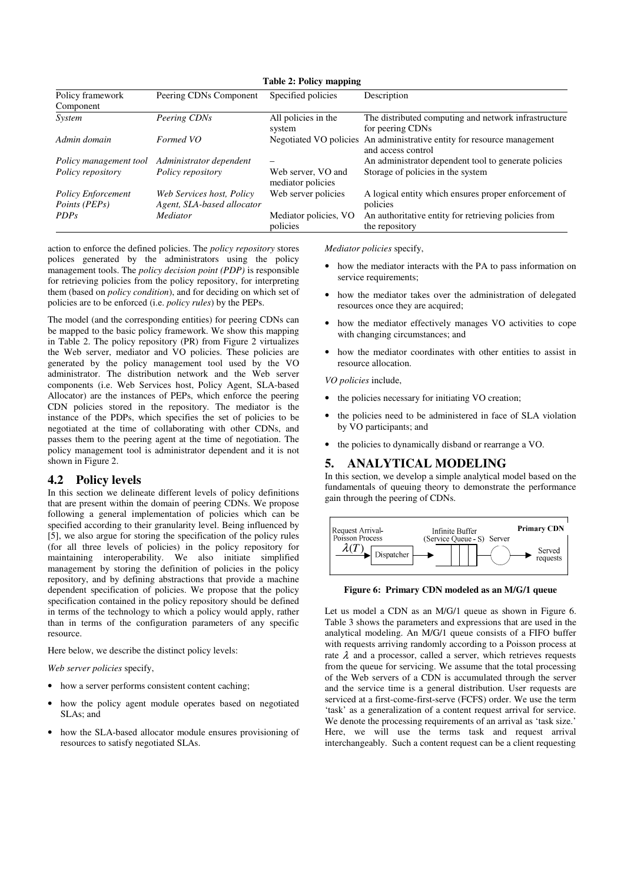**Table 2: Policy mapping**

| Policy framework Component | Peering CDNs Component | Specified policies | Description |
|---|---|---|---|
| *System* | *Peering CDNs* | All policies in the system | The distributed computing and network infrastructure for peering CDNs |
| *Admin domain* | *Formed VO* | Negotiated VO policies | An administrative entity for resource management and access control |
| *Policy management tool* | *Administrator dependent* | – | An administrator dependent tool to generate policies |
| *Policy repository* | *Policy repository* | Web server, VO and mediator policies | Storage of policies in the system |
| *Policy Enforcement Points (PEPs)* | *Web Services host, Policy Agent, SLA-based allocator* | Web server policies | A logical entity which ensures proper enforcement of policies |
| *PDPs* | *Mediator* | Mediator policies, VO policies | An authoritative entity for retrieving policies from the repository |

action to enforce the defined policies. The *policy repository* stores polices generated by the administrators using the policy management tools. The *policy decision point (PDP)* is responsible for retrieving policies from the policy repository, for interpreting them (based on *policy condition*), and for deciding on which set of policies are to be enforced (i.e. *policy rules*) by the PEPs.

The model (and the corresponding entities) for peering CDNs can be mapped to the basic policy framework. We show this mapping in Table 2. The policy repository (PR) from Figure 2 virtualizes the Web server, mediator and VO policies. These policies are generated by the policy management tool used by the VO administrator. The distribution network and the Web server components (i.e. Web Services host, Policy Agent, SLA-based Allocator) are the instances of PEPs, which enforce the peering CDN policies stored in the repository. The mediator is the instance of the PDPs, which specifies the set of policies to be negotiated at the time of collaborating with other CDNs, and passes them to the peering agent at the time of negotiation. The policy management tool is administrator dependent and it is not shown in Figure 2.

## 4.2 Policy levels

In this section we delineate different levels of policy definitions that are present within the domain of peering CDNs. We propose following a general implementation of policies which can be specified according to their granularity level. Being influenced by [5], we also argue for storing the specification of the policy rules (for all three levels of policies) in the policy repository for maintaining interoperability. We also initiate simplified management by storing the definition of policies in the policy repository, and by defining abstractions that provide a machine dependent specification of policies. We propose that the policy specification contained in the policy repository should be defined in terms of the technology to which a policy would apply, rather than in terms of the configuration parameters of any specific resource.

Here below, we describe the distinct policy levels:

*Web server policies* specify,

- how a server performs consistent content caching;
- how the policy agent module operates based on negotiated SLAs; and
- how the SLA-based allocator module ensures provisioning of resources to satisfy negotiated SLAs.

*Mediator policies* specify,

- how the mediator interacts with the PA to pass information on service requirements;
- how the mediator takes over the administration of delegated resources once they are acquired;
- how the mediator effectively manages VO activities to cope with changing circumstances; and
- how the mediator coordinates with other entities to assist in resource allocation.

*VO policies* include,

- the policies necessary for initiating VO creation;
- the policies need to be administered in face of SLA violation by VO participants; and
- the policies to dynamically disband or rearrange a VO.

# 5. ANALYTICAL MODELING

In this section, we develop a simple analytical model based on the fundamentals of queuing theory to demonstrate the performance gain through the peering of CDNs.

Request Arrival- Poisson Process $\lambda(T)$ Dispatcher — Infinite Buffer (Service Queue - S) Server — Primary CDN — Served requests

**Figure 6: Primary CDN modeled as an M/G/1 queue**

Let us model a CDN as an M/G/1 queue as shown in Figure 6. Table 3 shows the parameters and expressions that are used in the analytical modeling. An M/G/1 queue consists of a FIFO buffer with requests arriving randomly according to a Poisson process at rate $\lambda$ and a processor, called a server, which retrieves requests from the queue for servicing. We assume that the total processing of the Web servers of a CDN is accumulated through the server and the service time is a general distribution. User requests are serviced at a first-come-first-serve (FCFS) order. We use the term 'task' as a generalization of a content request arrival for service. We denote the processing requirements of an arrival as 'task size.' Here, we will use the terms task and request arrival interchangeably. Such a content request can be a client requesting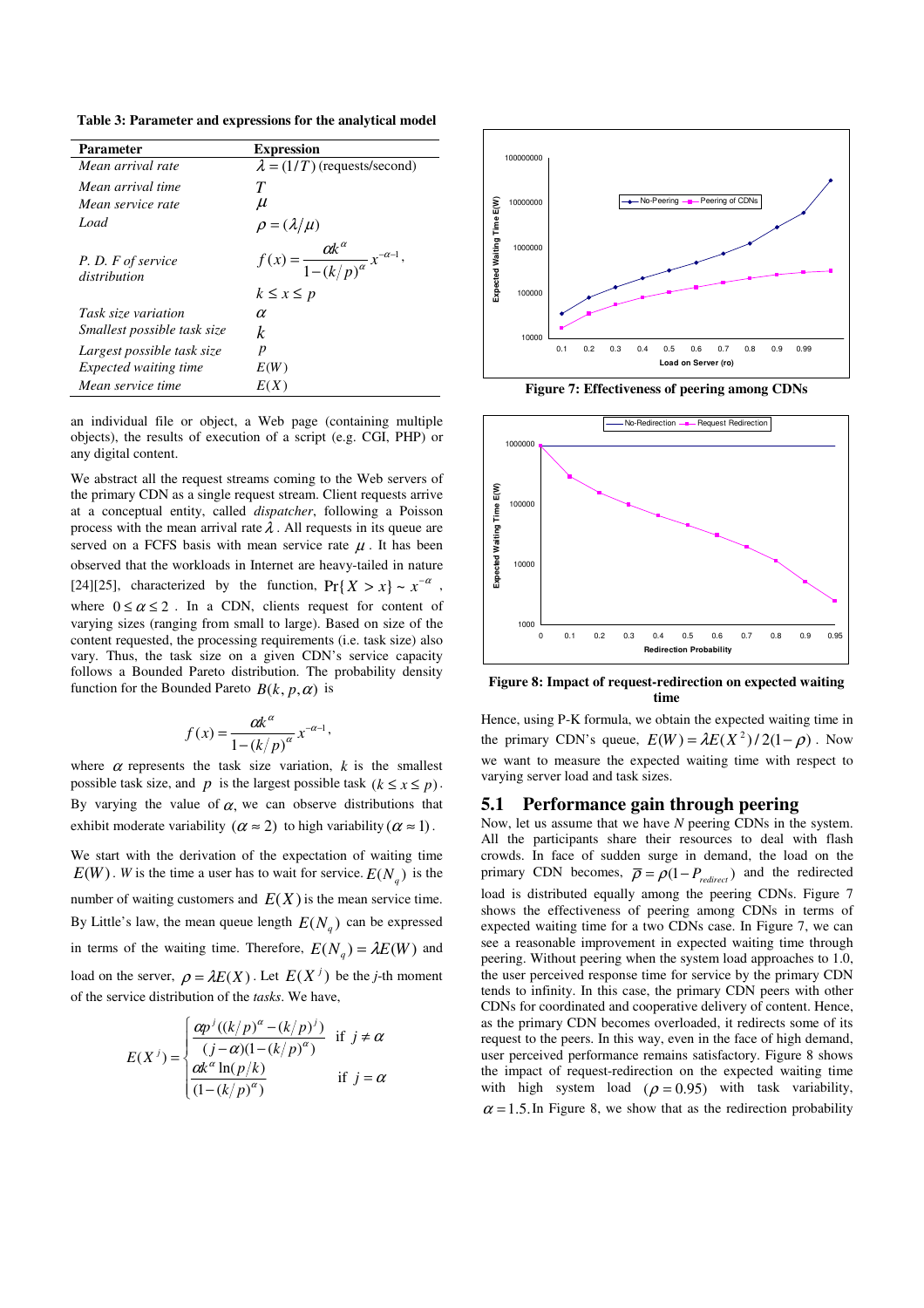**Table 3: Parameter and expressions for the analytical model**

| Parameter | Expression |
|---|---|
| *Mean arrival rate* | $\lambda = (1/T)$ (requests/second) |
| *Mean arrival time* | $T$ |
| *Mean service rate* | $\mu$ |
| *Load* | $\rho = (\lambda/\mu)$ |
| *P. D. F of service distribution* | $f(x) = \dfrac{\alpha k^{\alpha}}{1-(k/p)^{\alpha}} x^{-\alpha-1}$, $k \le x \le p$ |
| *Task size variation* | $\alpha$ |
| *Smallest possible task size* | $k$ |
| *Largest possible task size* | $p$ |
| *Expected waiting time* | $E(W)$ |
| *Mean service time* | $E(X)$ |

an individual file or object, a Web page (containing multiple objects), the results of execution of a script (e.g. CGI, PHP) or any digital content.

We abstract all the request streams coming to the Web servers of the primary CDN as a single request stream. Client requests arrive at a conceptual entity, called *dispatcher*, following a Poisson process with the mean arrival rate $\lambda$. All requests in its queue are served on a FCFS basis with mean service rate $\mu$. It has been observed that the workloads in Internet are heavy-tailed in nature [24][25], characterized by the function, $\Pr\{X > x\} \sim x^{-\alpha}$, where $0 \le \alpha \le 2$. In a CDN, clients request for content of varying sizes (ranging from small to large). Based on size of the content requested, the processing requirements (i.e. task size) also vary. Thus, the task size on a given CDN's service capacity follows a Bounded Pareto distribution. The probability density function for the Bounded Pareto $B(k, p, \alpha)$ is

$$f(x) = \frac{\alpha k^{\alpha}}{1-(k/p)^{\alpha}} x^{-\alpha-1},$$

where $\alpha$ represents the task size variation, $k$ is the smallest possible task size, and $p$ is the largest possible task $(k \le x \le p)$. By varying the value of $\alpha$, we can observe distributions that exhibit moderate variability $(\alpha \approx 2)$ to high variability $(\alpha \approx 1)$.

We start with the derivation of the expectation of waiting time $E(W)$. $W$ is the time a user has to wait for service. $E(N_q)$ is the number of waiting customers and $E(X)$ is the mean service time. By Little's law, the mean queue length $E(N_q)$ can be expressed in terms of the waiting time. Therefore, $E(N_q) = \lambda E(W)$ and load on the server, $\rho = \lambda E(X)$. Let $E(X^j)$ be the *j*-th moment of the service distribution of the *tasks*. We have,

$$E(X^j) = \begin{cases} \dfrac{\alpha p^j((k/p)^{\alpha} - (k/p)^j)}{(j-\alpha)(1-(k/p)^{\alpha})} & \text{if } j \ne \alpha \\[2ex] \dfrac{\alpha k^{\alpha} \ln(p/k)}{(1-(k/p)^{\alpha})} & \text{if } j = \alpha \end{cases}$$

**Figure 7: Effectiveness of peering among CDNs**

**Figure 8: Impact of request-redirection on expected waiting time**

Hence, using P-K formula, we obtain the expected waiting time in the primary CDN's queue, $E(W) = \lambda E(X^2)/2(1-\rho)$. Now we want to measure the expected waiting time with respect to varying server load and task sizes.

## 5.1 Performance gain through peering

Now, let us assume that we have $N$ peering CDNs in the system. All the participants share their resources to deal with flash crowds. In face of sudden surge in demand, the load on the primary CDN becomes, $\overline{\rho} = \rho(1 - P_{redirect})$ and the redirected load is distributed equally among the peering CDNs. Figure 7 shows the effectiveness of peering among CDNs in terms of expected waiting time for a two CDNs case. In Figure 7, we can see a reasonable improvement in expected waiting time through peering. Without peering when the system load approaches to 1.0, the user perceived response time for service by the primary CDN tends to infinity. In this case, the primary CDN peers with other CDNs for coordinated and cooperative delivery of content. Hence, as the primary CDN becomes overloaded, it redirects some of its request to the peers. In this way, even in the face of high demand, user perceived performance remains satisfactory. Figure 8 shows the impact of request-redirection on the expected waiting time with high system load $(\rho = 0.95)$ with task variability, $\alpha = 1.5$. In Figure 8, we show that as the redirection probability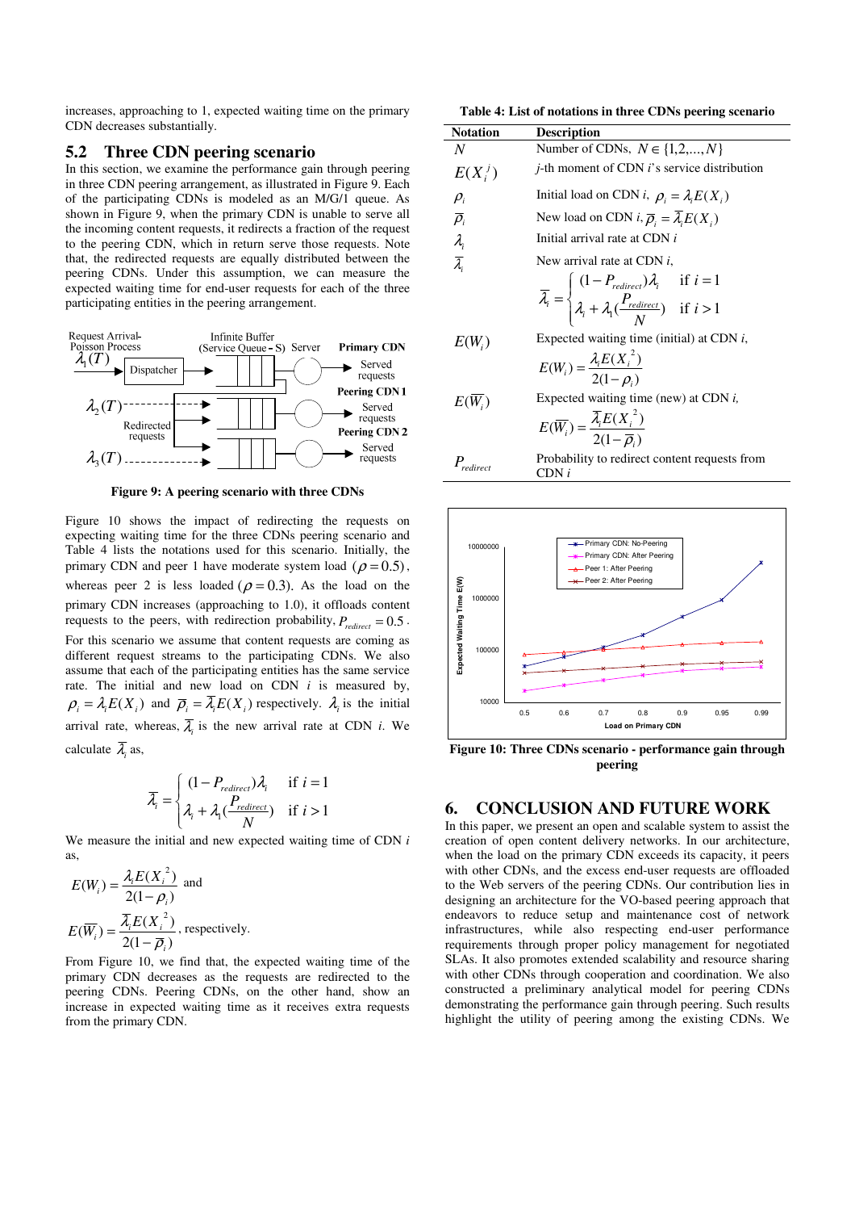increases, approaching to 1, expected waiting time on the primary CDN decreases substantially.

## 5.2 Three CDN peering scenario

In this section, we examine the performance gain through peering in three CDN peering arrangement, as illustrated in Figure 9. Each of the participating CDNs is modeled as an M/G/1 queue. As shown in Figure 9, when the primary CDN is unable to serve all the incoming content requests, it redirects a fraction of the request to the peering CDN, which in return serve those requests. Note that, the redirected requests are equally distributed between the peering CDNs. Under this assumption, we can measure the expected waiting time for end-user requests for each of the three participating entities in the peering arrangement.

Figure 9: A peering scenario with three CDNs

Figure 10 shows the impact of redirecting the requests on expecting waiting time for the three CDNs peering scenario and Table 4 lists the notations used for this scenario. Initially, the primary CDN and peer 1 have moderate system load ($\rho = 0.5$), whereas peer 2 is less loaded ($\rho = 0.3$). As the load on the primary CDN increases (approaching to 1.0), it offloads content requests to the peers, with redirection probability, $P_{redirect} = 0.5$. For this scenario we assume that content requests are coming as different request streams to the participating CDNs. We also assume that each of the participating entities has the same service rate. The initial and new load on CDN $i$ is measured by, $\rho_i = \lambda_i E(X_i)$ and $\overline{\rho}_i = \overline{\lambda}_i E(X_i)$ respectively. $\lambda_i$ is the initial arrival rate, whereas, $\overline{\lambda}_i$ is the new arrival rate at CDN $i$. We calculate $\overline{\lambda}_i$ as,

$$\overline{\lambda}_i = \begin{cases} (1 - P_{redirect})\lambda_i & \text{if } i = 1 \\ \lambda_i + \lambda_1 (\frac{P_{redirect}}{N}) & \text{if } i > 1 \end{cases}$$

We measure the initial and new expected waiting time of CDN $i$ as,

$$E(W_i) = \frac{\lambda_i E(X_i^{\,2})}{2(1 - \rho_i)} \text{ and}$$

$$E(\overline{W}_i) = \frac{\overline{\lambda}_i E(X_i^{\,2})}{2(1 - \overline{\rho}_i)}, \text{ respectively.}$$

From Figure 10, we find that, the expected waiting time of the primary CDN decreases as the requests are redirected to the peering CDNs. Peering CDNs, on the other hand, show an increase in expected waiting time as it receives extra requests from the primary CDN.

**Table 4: List of notations in three CDNs peering scenario**

| Notation | Description |
| --- | --- |
| $N$ | Number of CDNs, $N \in \{1,2,...,N\}$ |
| $E(X_i^{\,j})$ | $j$-th moment of CDN $i$'s service distribution |
| $\rho_i$ | Initial load on CDN $i$, $\rho_i = \lambda_i E(X_i)$ |
| $\overline{\rho}_i$ | New load on CDN $i$, $\overline{\rho}_i = \overline{\lambda}_i E(X_i)$ |
| $\lambda_i$ | Initial arrival rate at CDN $i$ |
| $\overline{\lambda}_i$ | New arrival rate at CDN $i$, $\overline{\lambda}_i = \begin{cases} (1 - P_{redirect})\lambda_i & \text{if } i = 1 \\ \lambda_i + \lambda_1 (\frac{P_{redirect}}{N}) & \text{if } i > 1 \end{cases}$ |
| $E(W_i)$ | Expected waiting time (initial) at CDN $i$, $E(W_i) = \frac{\lambda_i E(X_i^{\,2})}{2(1 - \rho_i)}$ |
| $E(\overline{W}_i)$ | Expected waiting time (new) at CDN $i$, $E(\overline{W}_i) = \frac{\overline{\lambda}_i E(X_i^{\,2})}{2(1 - \overline{\rho}_i)}$ |
| $P_{redirect}$ | Probability to redirect content requests from CDN $i$ |

Figure 10: Three CDNs scenario - performance gain through peering

# 6. CONCLUSION AND FUTURE WORK

In this paper, we present an open and scalable system to assist the creation of open content delivery networks. In our architecture, when the load on the primary CDN exceeds its capacity, it peers with other CDNs, and the excess end-user requests are offloaded to the Web servers of the peering CDNs. Our contribution lies in designing an architecture for the VO-based peering approach that endeavors to reduce setup and maintenance cost of network infrastructures, while also respecting end-user performance requirements through proper policy management for negotiated SLAs. It also promotes extended scalability and resource sharing with other CDNs through cooperation and coordination. We also constructed a preliminary analytical model for peering CDNs demonstrating the performance gain through peering. Such results highlight the utility of peering among the existing CDNs. We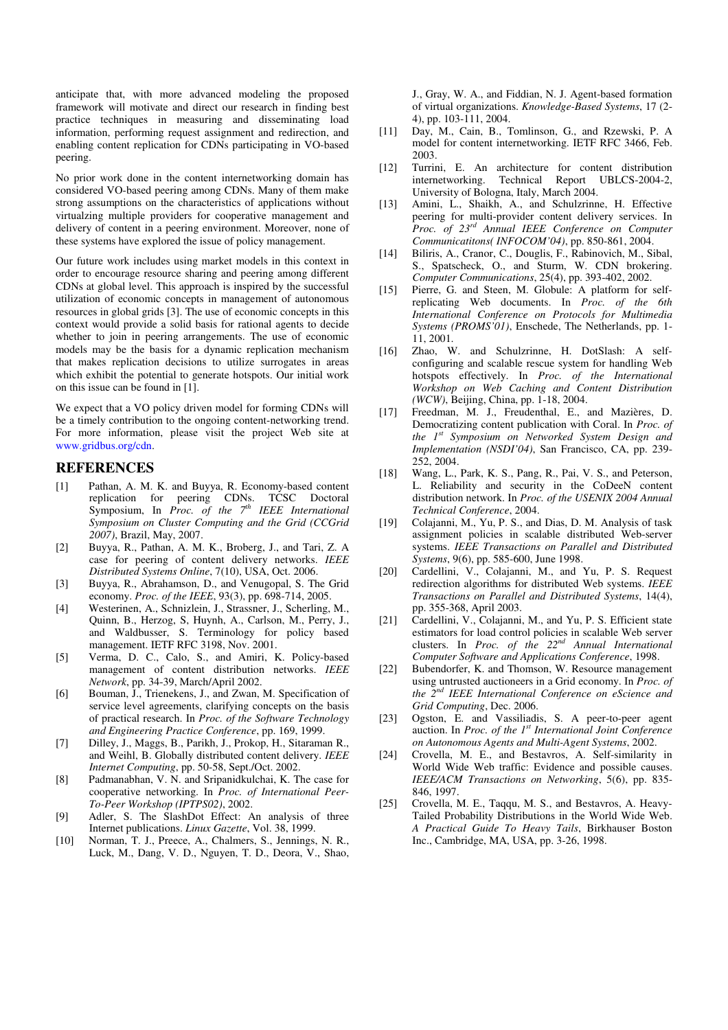anticipate that, with more advanced modeling the proposed framework will motivate and direct our research in finding best practice techniques in measuring and disseminating load information, performing request assignment and redirection, and enabling content replication for CDNs participating in VO-based peering.

No prior work done in the content internetworking domain has considered VO-based peering among CDNs. Many of them make strong assumptions on the characteristics of applications without virtualzing multiple providers for cooperative management and delivery of content in a peering environment. Moreover, none of these systems have explored the issue of policy management.

Our future work includes using market models in this context in order to encourage resource sharing and peering among different CDNs at global level. This approach is inspired by the successful utilization of economic concepts in management of autonomous resources in global grids [3]. The use of economic concepts in this context would provide a solid basis for rational agents to decide whether to join in peering arrangements. The use of economic models may be the basis for a dynamic replication mechanism that makes replication decisions to utilize surrogates in areas which exhibit the potential to generate hotspots. Our initial work on this issue can be found in [1].

We expect that a VO policy driven model for forming CDNs will be a timely contribution to the ongoing content-networking trend. For more information, please visit the project Web site at www.gridbus.org/cdn.

## REFERENCES

[1] Pathan, A. M. K. and Buyya, R. Economy-based content replication for peering CDNs. TCSC Doctoral Symposium, In *Proc. of the 7th IEEE International Symposium on Cluster Computing and the Grid (CCGrid 2007)*, Brazil, May, 2007.

[2] Buyya, R., Pathan, A. M. K., Broberg, J., and Tari, Z. A case for peering of content delivery networks. *IEEE Distributed Systems Online*, 7(10), USA, Oct. 2006.

[3] Buyya, R., Abrahamson, D., and Venugopal, S. The Grid economy. *Proc. of the IEEE*, 93(3), pp. 698-714, 2005.

[4] Westerinen, A., Schnizlein, J., Strassner, J., Scherling, M., Quinn, B., Herzog, S, Huynh, A., Carlson, M., Perry, J., and Waldbusser, S. Terminology for policy based management. IETF RFC 3198, Nov. 2001.

[5] Verma, D. C., Calo, S., and Amiri, K. Policy-based management of content distribution networks. *IEEE Network*, pp. 34-39, March/April 2002.

[6] Bouman, J., Trienekens, J., and Zwan, M. Specification of service level agreements, clarifying concepts on the basis of practical research. In *Proc. of the Software Technology and Engineering Practice Conference*, pp. 169, 1999.

[7] Dilley, J., Maggs, B., Parikh, J., Prokop, H., Sitaraman R., and Weihl, B. Globally distributed content delivery. *IEEE Internet Computing*, pp. 50-58, Sept./Oct. 2002.

[8] Padmanabhan, V. N. and Sripanidkulchai, K. The case for cooperative networking. In *Proc. of International Peer-To-Peer Workshop (IPTPS02)*, 2002.

[9] Adler, S. The SlashDot Effect: An analysis of three Internet publications. *Linux Gazette*, Vol. 38, 1999.

[10] Norman, T. J., Preece, A., Chalmers, S., Jennings, N. R., Luck, M., Dang, V. D., Nguyen, T. D., Deora, V., Shao, J., Gray, W. A., and Fiddian, N. J. Agent-based formation of virtual organizations. *Knowledge-Based Systems*, 17 (2-4), pp. 103-111, 2004.

[11] Day, M., Cain, B., Tomlinson, G., and Rzewski, P. A model for content internetworking. IETF RFC 3466, Feb. 2003.

[12] Turrini, E. An architecture for content distribution internetworking. Technical Report UBLCS-2004-2, University of Bologna, Italy, March 2004.

[13] Amini, L., Shaikh, A., and Schulzrinne, H. Effective peering for multi-provider content delivery services. In *Proc. of 23rd Annual IEEE Conference on Computer Communicatitons( INFOCOM'04)*, pp. 850-861, 2004.

[14] Biliris, A., Cranor, C., Douglis, F., Rabinovich, M., Sibal, S., Spatscheck, O., and Sturm, W. CDN brokering. *Computer Communications*, 25(4), pp. 393-402, 2002.

[15] Pierre, G. and Steen, M. Globule: A platform for self-replicating Web documents. In *Proc. of the 6th International Conference on Protocols for Multimedia Systems (PROMS'01)*, Enschede, The Netherlands, pp. 1-11, 2001.

[16] Zhao, W. and Schulzrinne, H. DotSlash: A self-configuring and scalable rescue system for handling Web hotspots effectively. In *Proc. of the International Workshop on Web Caching and Content Distribution (WCW)*, Beijing, China, pp. 1-18, 2004.

[17] Freedman, M. J., Freudenthal, E., and Mazières, D. Democratizing content publication with Coral. In *Proc. of the 1st Symposium on Networked System Design and Implementation (NSDI'04)*, San Francisco, CA, pp. 239-252, 2004.

[18] Wang, L., Park, K. S., Pang, R., Pai, V. S., and Peterson, L. Reliability and security in the CoDeeN content distribution network. In *Proc. of the USENIX 2004 Annual Technical Conference*, 2004.

[19] Colajanni, M., Yu, P. S., and Dias, D. M. Analysis of task assignment policies in scalable distributed Web-server systems. *IEEE Transactions on Parallel and Distributed Systems*, 9(6), pp. 585-600, June 1998.

[20] Cardellini, V., Colajanni, M., and Yu, P. S. Request redirection algorithms for distributed Web systems. *IEEE Transactions on Parallel and Distributed Systems*, 14(4), pp. 355-368, April 2003.

[21] Cardellini, V., Colajanni, M., and Yu, P. S. Efficient state estimators for load control policies in scalable Web server clusters. In *Proc. of the 22nd Annual International Computer Software and Applications Conference*, 1998.

[22] Bubendorfer, K. and Thomson, W. Resource management using untrusted auctioneers in a Grid economy. In *Proc. of the 2nd IEEE International Conference on eScience and Grid Computing*, Dec. 2006.

[23] Ogston, E. and Vassiliadis, S. A peer-to-peer agent auction. In *Proc. of the 1st International Joint Conference on Autonomous Agents and Multi-Agent Systems*, 2002.

[24] Crovella, M. E., and Bestavros, A. Self-similarity in World Wide Web traffic: Evidence and possible causes. *IEEE/ACM Transactions on Networking*, 5(6), pp. 835-846, 1997.

[25] Crovella, M. E., Taqqu, M. S., and Bestavros, A. Heavy-Tailed Probability Distributions in the World Wide Web. *A Practical Guide To Heavy Tails*, Birkhauser Boston Inc., Cambridge, MA, USA, pp. 3-26, 1998.